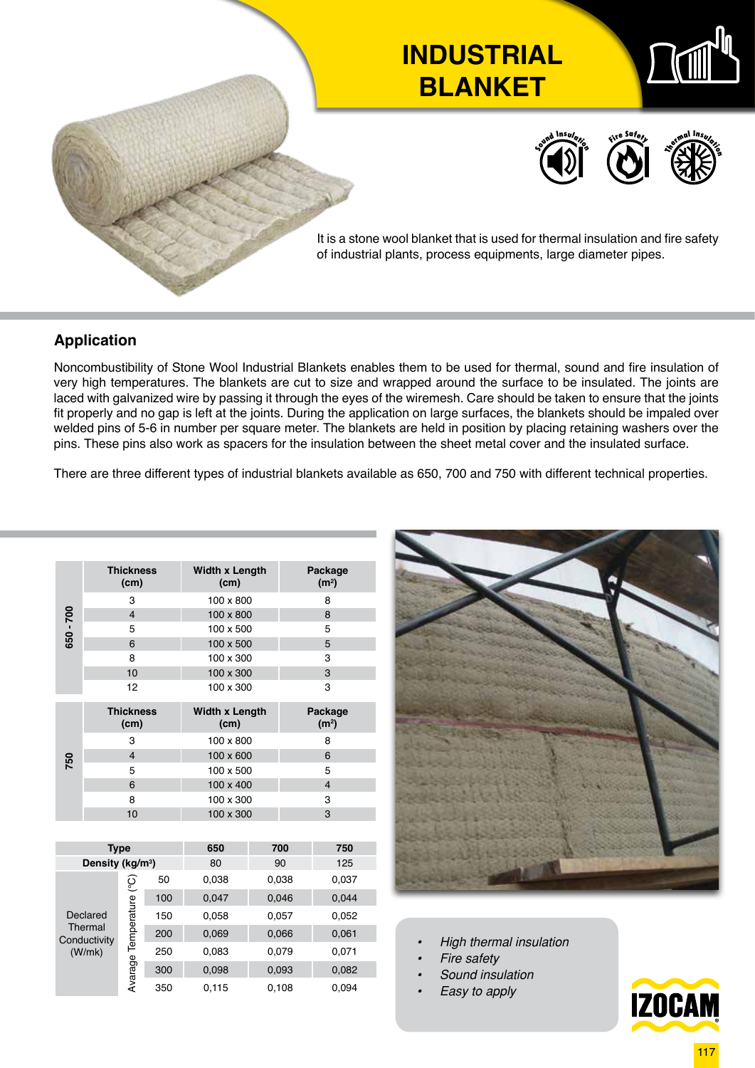# INDUSTRIAL BLANKET

Sound Insulation · Fire Safety · Thermal Insulation

It is a stone wool blanket that is used for thermal insulation and fire safety of industrial plants, process equipments, large diameter pipes.

## Application

Noncombustibility of Stone Wool Industrial Blankets enables them to be used for thermal, sound and fire insulation of very high temperatures. The blankets are cut to size and wrapped around the surface to be insulated. The joints are laced with galvanized wire by passing it through the eyes of the wiremesh. Care should be taken to ensure that the joints fit properly and no gap is left at the joints. During the application on large surfaces, the blankets should be impaled over welded pins of 5-6 in number per square meter. The blankets are held in position by placing retaining washers over the pins. These pins also work as spacers for the insulation between the sheet metal cover and the insulated surface.

There are three different types of industrial blankets available as 650, 700 and 750 with different technical properties.

| Type | Thickness (cm) | Width x Length (cm) | Package (m²) |
|---|---|---|---|
| 650 - 700 | 3 | 100 x 800 | 8 |
| | 4 | 100 x 800 | 8 |
| | 5 | 100 x 500 | 5 |
| | 6 | 100 x 500 | 5 |
| | 8 | 100 x 300 | 3 |
| | 10 | 100 x 300 | 3 |
| | 12 | 100 x 300 | 3 |

| Type | Thickness (cm) | Width x Length (cm) | Package (m²) |
|---|---|---|---|
| 750 | 3 | 100 x 800 | 8 |
| | 4 | 100 x 600 | 6 |
| | 5 | 100 x 500 | 5 |
| | 6 | 100 x 400 | 4 |
| | 8 | 100 x 300 | 3 |
| | 10 | 100 x 300 | 3 |

| Type | | | 650 | 700 | 750 |
|---|---|---|---|---|---|
| Density (kg/m³) | | | 80 | 90 | 125 |
| Declared Thermal Conductivity (W/mk) | Avarage Temperature (°C) | 50 | 0,038 | 0,038 | 0,037 |
| | | 100 | 0,047 | 0,046 | 0,044 |
| | | 150 | 0,058 | 0,057 | 0,052 |
| | | 200 | 0,069 | 0,066 | 0,061 |
| | | 250 | 0,083 | 0,079 | 0,071 |
| | | 300 | 0,098 | 0,093 | 0,082 |
| | | 350 | 0,115 | 0,108 | 0,094 |

- *High thermal insulation*
- *Fire safety*
- *Sound insulation*
- *Easy to apply*

IZOCAM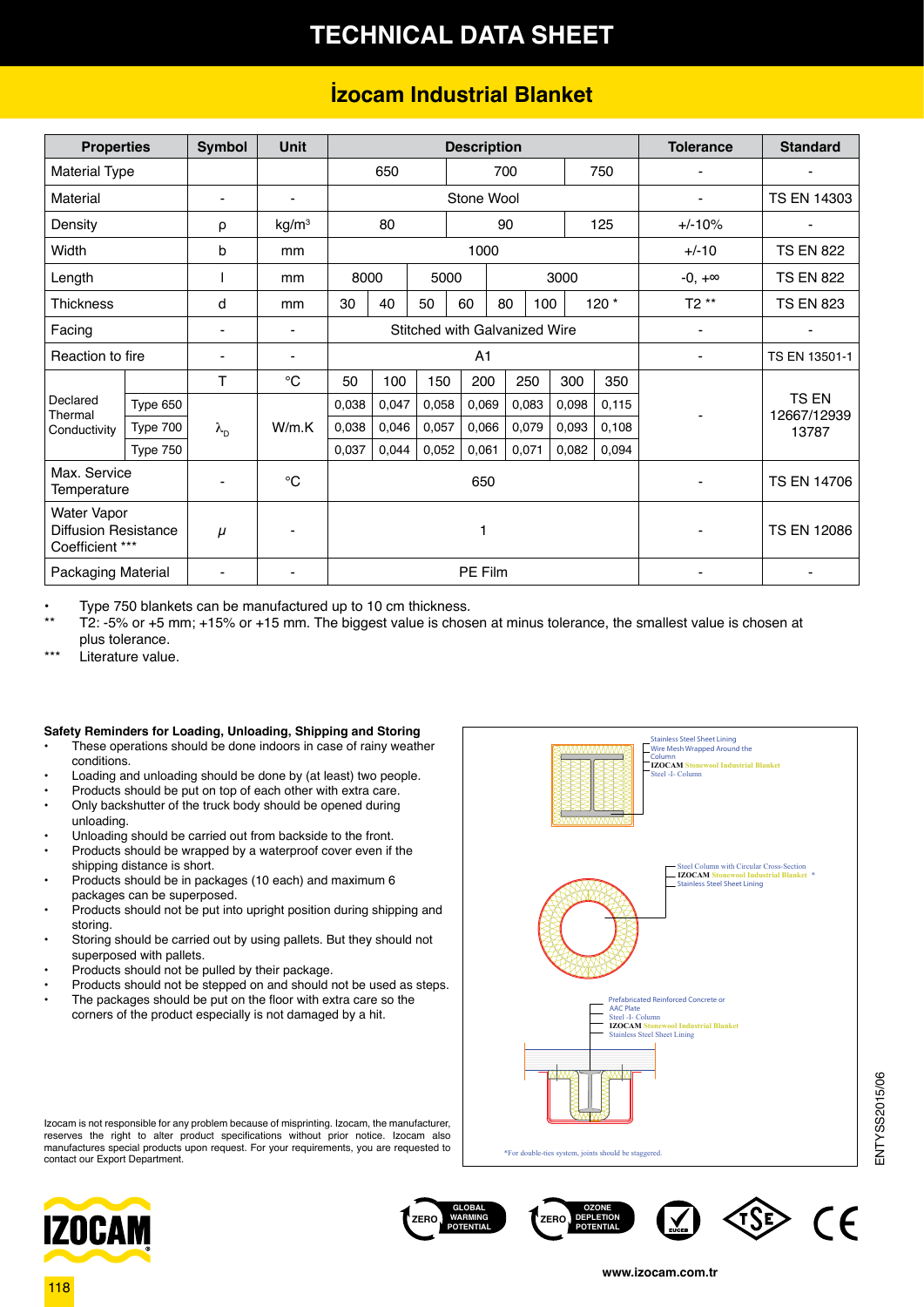# TECHNICAL DATA SHEET

## İzocam Industrial Blanket

| Properties | | Symbol | Unit | Description | | | | | | | Tolerance | Standard |
|---|---|---|---|---|---|---|---|---|---|---|---|---|
| Material Type | | | | 650 | | | 700 | | | 750 | | - |
| Material | | - | - | Stone Wool | | | | | | | - | TS EN 14303 |
| Density | | ρ | kg/m³ | 80 | | | 90 | | | 125 | +/-10% | - |
| Width | | b | mm | 1000 | | | | | | | +/-10 | TS EN 822 |
| Length | | l | mm | 8000 | | 5000 | | 3000 | | | -0, +∞ | TS EN 822 |
| Thickness | | d | mm | 30 | 40 | 50 | 60 | 80 | 100 | 120 * | T2 ** | TS EN 823 |
| Facing | | - | - | Stitched with Galvanized Wire | | | | | | | - | - |
| Reaction to fire | | - | - | A1 | | | | | | | - | TS EN 13501-1 |
| Declared Thermal Conductivity | | T | °C | 50 | 100 | 150 | 200 | 250 | 300 | 350 | - | TS EN 12667/12939 13787 |
| | Type 650 | $\lambda_D$ | W/m.K | 0,038 | 0,047 | 0,058 | 0,069 | 0,083 | 0,098 | 0,115 | | |
| | Type 700 | | | 0,038 | 0,046 | 0,057 | 0,066 | 0,079 | 0,093 | 0,108 | | |
| | Type 750 | | | 0,037 | 0,044 | 0,052 | 0,061 | 0,071 | 0,082 | 0,094 | | |
| Max. Service Temperature | | - | °C | 650 | | | | | | | - | TS EN 14706 |
| Water Vapor Diffusion Resistance Coefficient *** | | μ | - | 1 | | | | | | | - | TS EN 12086 |
| Packaging Material | | - | - | PE Film | | | | | | | - | - |

- Type 750 blankets can be manufactured up to 10 cm thickness.

** T2: -5% or +5 mm; +15% or +15 mm. The biggest value is chosen at minus tolerance, the smallest value is chosen at plus tolerance.

*** Literature value.

**Safety Reminders for Loading, Unloading, Shipping and Storing**

- These operations should be done indoors in case of rainy weather conditions.
- Loading and unloading should be done by (at least) two people.
- Products should be put on top of each other with extra care.
- Only backshutter of the truck body should be opened during unloading.
- Unloading should be carried out from backside to the front.
- Products should be wrapped by a waterproof cover even if the shipping distance is short.
- Products should be in packages (10 each) and maximum 6 packages can be superposed.
- Products should not be put into upright position during shipping and storing.
- Storing should be carried out by using pallets. But they should not superposed with pallets.
- Products should not be pulled by their package.
- Products should not be stepped on and should not be used as steps.
- The packages should be put on the floor with extra care so the corners of the product especially is not damaged by a hit.

Stainless Steel Sheet Lining
Wire Mesh Wrapped Around the Column
IZOCAM Stonewool Industrial Blanket
Steel -I- Column

Steel Column with Circular Cross-Section
IZOCAM Stonewool Industrial Blanket *
Stainless Steel Sheet Lining

Prefabricated Reinforced Concrete or AAC Plate
Steel -I- Column
IZOCAM Stonewool Industrial Blanket
Stainless Steel Sheet Lining

*For double-ties system, joints should be staggered.

Izocam is not responsible for any problem because of misprinting. Izocam, the manufacturer, reserves the right to alter product specifications without prior notice. Izocam also manufactures special products upon request. For your requirements, you are requested to contact our Export Department.

ENTYSS2015/06

ZERO GLOBAL WARMING POTENTIAL
ZERO OZONE DEPLETION POTENTIAL

www.izocam.com.tr